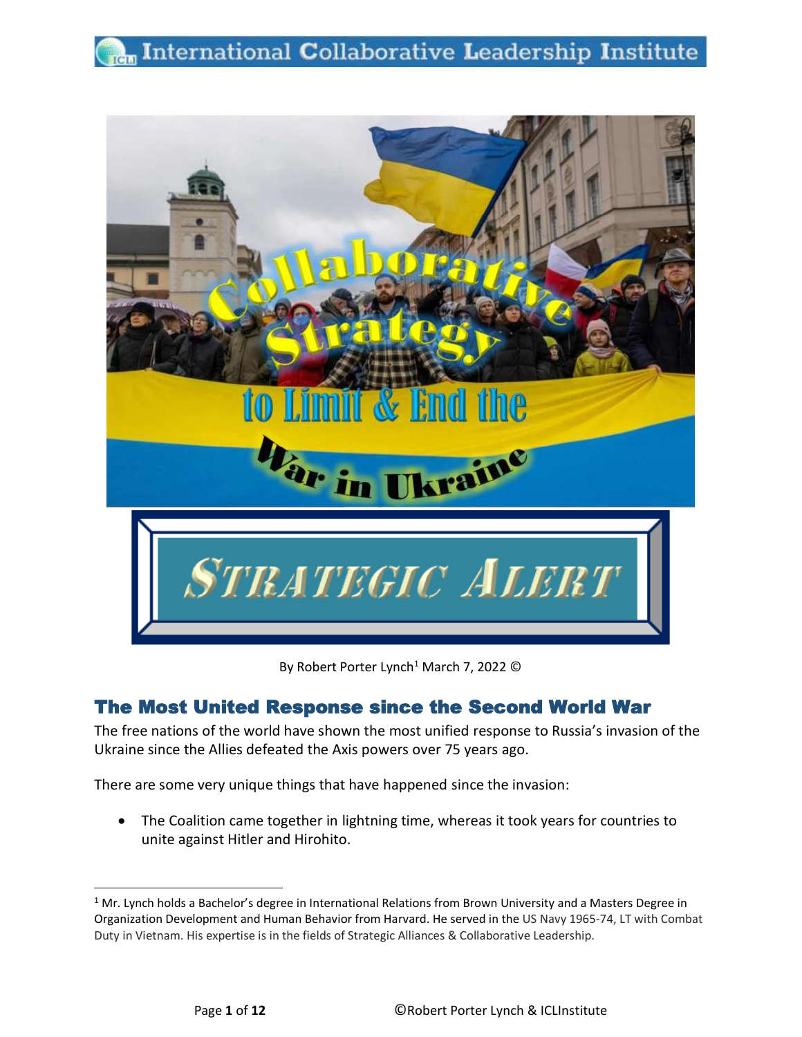# Collaborative Strategy to Limit & End the War in Ukraine

## Strategic Alert

By Robert Porter Lynch[1] March 7, 2022 ©

## The Most United Response since the Second World War

The free nations of the world have shown the most unified response to Russia's invasion of the Ukraine since the Allies defeated the Axis powers over 75 years ago.

There are some very unique things that have happened since the invasion:

- The Coalition came together in lightning time, whereas it took years for countries to unite against Hitler and Hirohito.

---

[1] Mr. Lynch holds a Bachelor's degree in International Relations from Brown University and a Masters Degree in Organization Development and Human Behavior from Harvard. He served in the US Navy 1965-74, LT with Combat Duty in Vietnam. His expertise is in the fields of Strategic Alliances & Collaborative Leadership.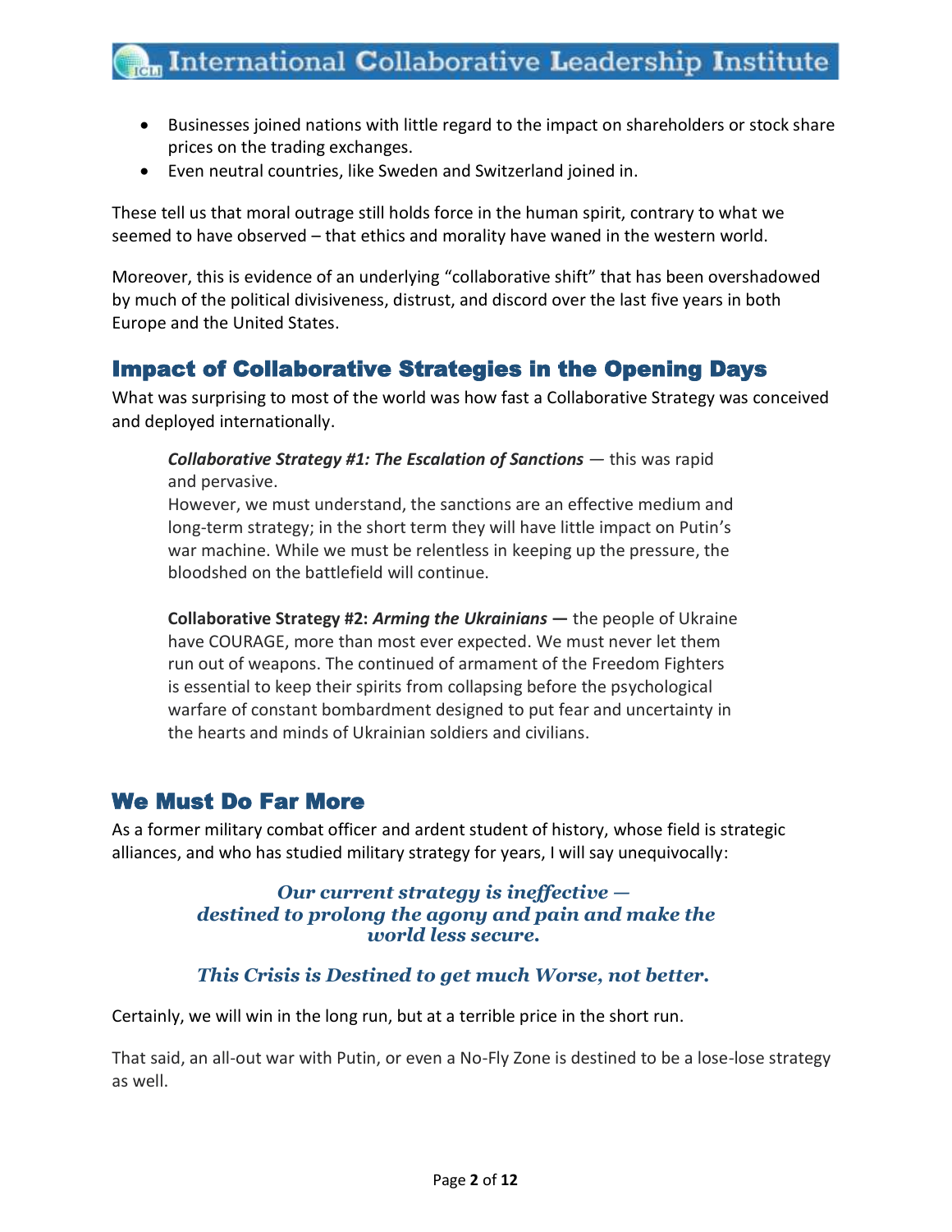- Businesses joined nations with little regard to the impact on shareholders or stock share prices on the trading exchanges.
- Even neutral countries, like Sweden and Switzerland joined in.

These tell us that moral outrage still holds force in the human spirit, contrary to what we seemed to have observed – that ethics and morality have waned in the western world.

Moreover, this is evidence of an underlying "collaborative shift" that has been overshadowed by much of the political divisiveness, distrust, and discord over the last five years in both Europe and the United States.

## Impact of Collaborative Strategies in the Opening Days

What was surprising to most of the world was how fast a Collaborative Strategy was conceived and deployed internationally.

> ***Collaborative Strategy #1: The Escalation of Sanctions*** — this was rapid and pervasive.
> However, we must understand, the sanctions are an effective medium and long-term strategy; in the short term they will have little impact on Putin's war machine. While we must be relentless in keeping up the pressure, the bloodshed on the battlefield will continue.
>
> **Collaborative Strategy #2: *Arming the Ukrainians* —** the people of Ukraine have COURAGE, more than most ever expected. We must never let them run out of weapons. The continued of armament of the Freedom Fighters is essential to keep their spirits from collapsing before the psychological warfare of constant bombardment designed to put fear and uncertainty in the hearts and minds of Ukrainian soldiers and civilians.

## We Must Do Far More

As a former military combat officer and ardent student of history, whose field is strategic alliances, and who has studied military strategy for years, I will say unequivocally:

***Our current strategy is ineffective — destined to prolong the agony and pain and make the world less secure.***

***This Crisis is Destined to get much Worse, not better.***

Certainly, we will win in the long run, but at a terrible price in the short run.

That said, an all-out war with Putin, or even a No-Fly Zone is destined to be a lose-lose strategy as well.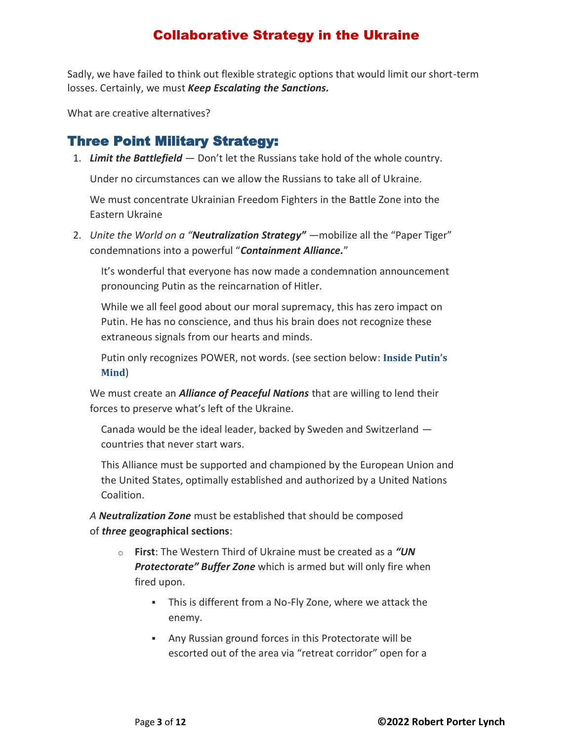# Collaborative Strategy in the Ukraine

Sadly, we have failed to think out flexible strategic options that would limit our short-term losses. Certainly, we must ***Keep Escalating the Sanctions.***

What are creative alternatives?

## Three Point Military Strategy:

1. ***Limit the Battlefield*** — Don't let the Russians take hold of the whole country.

   Under no circumstances can we allow the Russians to take all of Ukraine.

   We must concentrate Ukrainian Freedom Fighters in the Battle Zone into the Eastern Ukraine

2. *Unite the World on a "**Neutralization Strategy**"* —mobilize all the "Paper Tiger" condemnations into a powerful "***Containment Alliance.***"

   It's wonderful that everyone has now made a condemnation announcement pronouncing Putin as the reincarnation of Hitler.

   While we all feel good about our moral supremacy, this has zero impact on Putin. He has no conscience, and thus his brain does not recognize these extraneous signals from our hearts and minds.

   Putin only recognizes POWER, not words. (see section below: **Inside Putin's Mind**)

   We must create an ***Alliance of Peaceful Nations*** that are willing to lend their forces to preserve what's left of the Ukraine.

   Canada would be the ideal leader, backed by Sweden and Switzerland — countries that never start wars.

   This Alliance must be supported and championed by the European Union and the United States, optimally established and authorized by a United Nations Coalition.

   *A **Neutralization Zone*** must be established that should be composed of ***three*** **geographical sections**:

   - **First**: The Western Third of Ukraine must be created as a ***"UN Protectorate" Buffer Zone*** which is armed but will only fire when fired upon.
     - This is different from a No-Fly Zone, where we attack the enemy.
     - Any Russian ground forces in this Protectorate will be escorted out of the area via "retreat corridor" open for a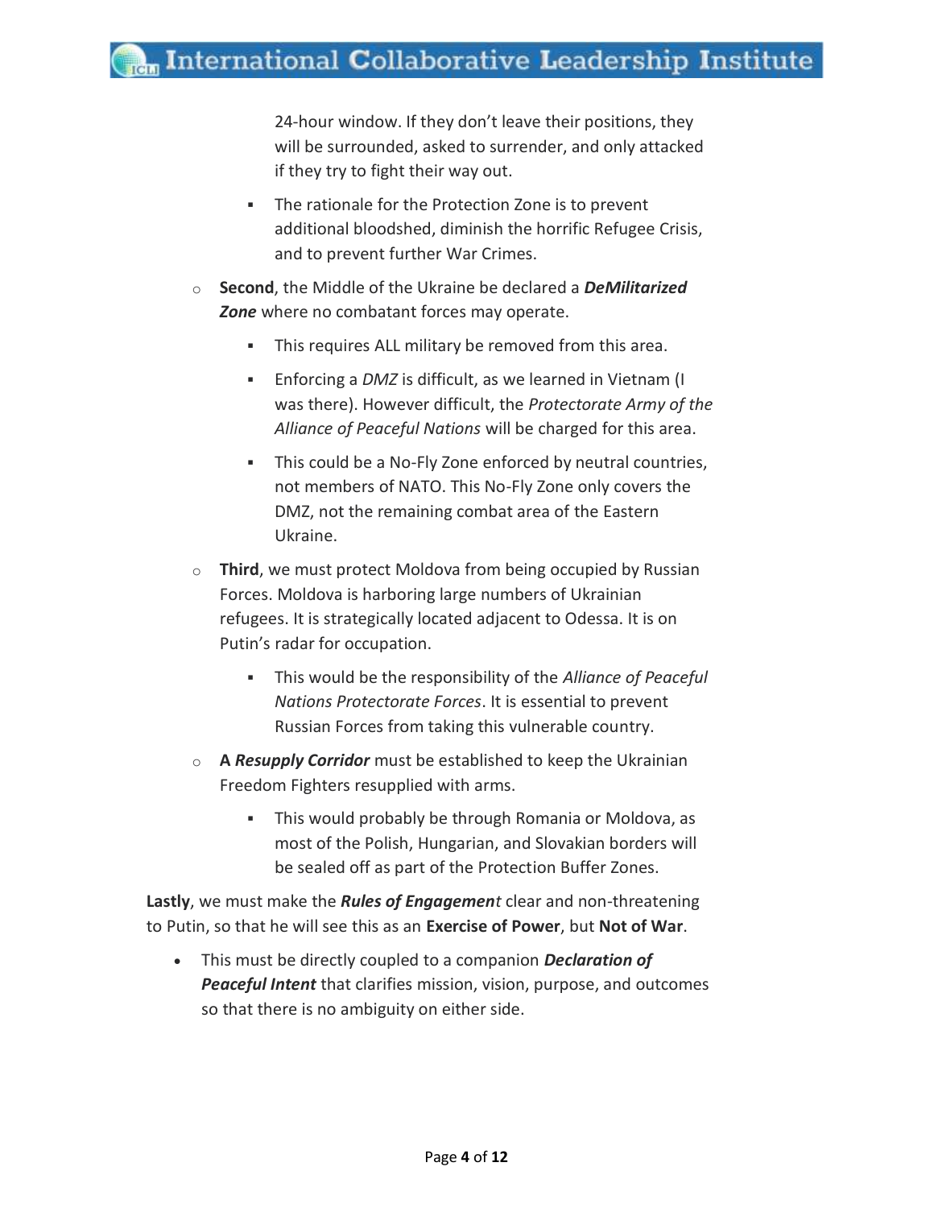24-hour window. If they don't leave their positions, they will be surrounded, asked to surrender, and only attacked if they try to fight their way out.

    - The rationale for the Protection Zone is to prevent additional bloodshed, diminish the horrific Refugee Crisis, and to prevent further War Crimes.

- **Second**, the Middle of the Ukraine be declared a ***DeMilitarized Zone*** where no combatant forces may operate.
    - This requires ALL military be removed from this area.
    - Enforcing a *DMZ* is difficult, as we learned in Vietnam (I was there). However difficult, the *Protectorate Army of the Alliance of Peaceful Nations* will be charged for this area.
    - This could be a No-Fly Zone enforced by neutral countries, not members of NATO. This No-Fly Zone only covers the DMZ, not the remaining combat area of the Eastern Ukraine.
- **Third**, we must protect Moldova from being occupied by Russian Forces. Moldova is harboring large numbers of Ukrainian refugees. It is strategically located adjacent to Odessa. It is on Putin's radar for occupation.
    - This would be the responsibility of the *Alliance of Peaceful Nations Protectorate Forces*. It is essential to prevent Russian Forces from taking this vulnerable country.
- **A *Resupply Corridor*** must be established to keep the Ukrainian Freedom Fighters resupplied with arms.
    - This would probably be through Romania or Moldova, as most of the Polish, Hungarian, and Slovakian borders will be sealed off as part of the Protection Buffer Zones.

**Lastly**, we must make the ***Rules of Engagement*** clear and non-threatening to Putin, so that he will see this as an **Exercise of Power**, but **Not of War**.

- This must be directly coupled to a companion ***Declaration of Peaceful Intent*** that clarifies mission, vision, purpose, and outcomes so that there is no ambiguity on either side.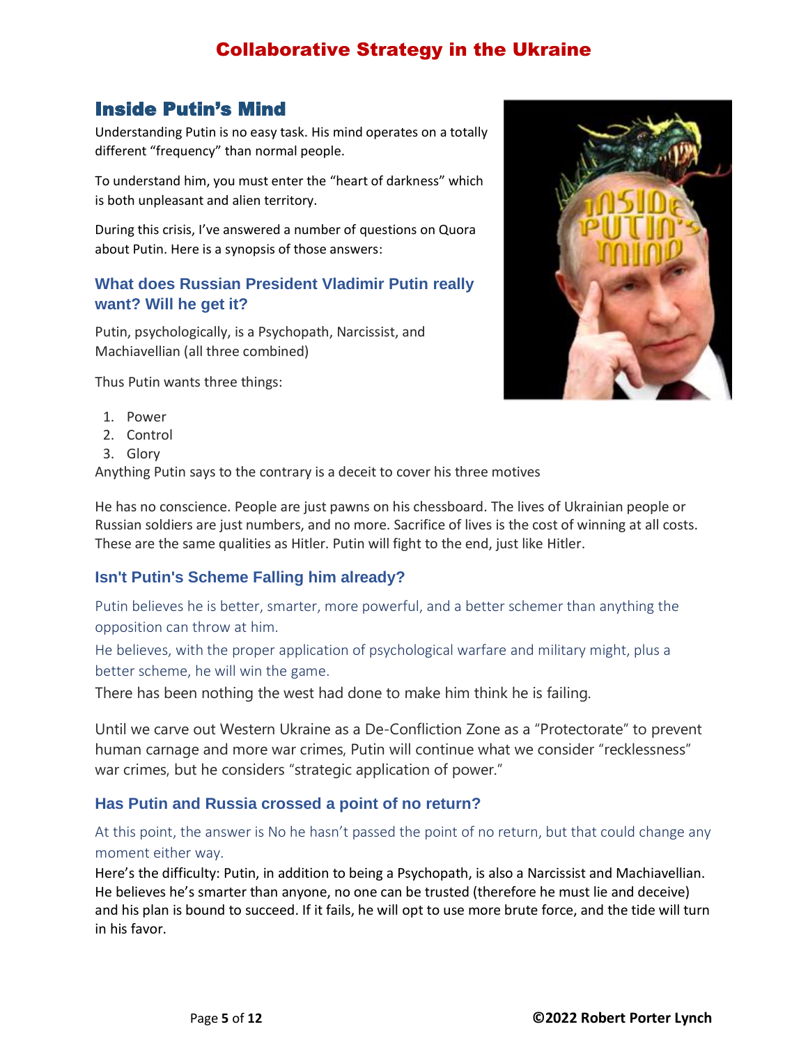## Inside Putin's Mind

Understanding Putin is no easy task. His mind operates on a totally different "frequency" than normal people.

To understand him, you must enter the "heart of darkness" which is both unpleasant and alien territory.

During this crisis, I've answered a number of questions on Quora about Putin. Here is a synopsis of those answers:

### What does Russian President Vladimir Putin really want? Will he get it?

Putin, psychologically, is a Psychopath, Narcissist, and Machiavellian (all three combined)

Thus Putin wants three things:

1. Power
2. Control
3. Glory

Anything Putin says to the contrary is a deceit to cover his three motives

He has no conscience. People are just pawns on his chessboard. The lives of Ukrainian people or Russian soldiers are just numbers, and no more. Sacrifice of lives is the cost of winning at all costs. These are the same qualities as Hitler. Putin will fight to the end, just like Hitler.

### Isn't Putin's Scheme Falling him already?

Putin believes he is better, smarter, more powerful, and a better schemer than anything the opposition can throw at him.

He believes, with the proper application of psychological warfare and military might, plus a better scheme, he will win the game.

There has been nothing the west had done to make him think he is failing.

Until we carve out Western Ukraine as a De-Confliction Zone as a "Protectorate" to prevent human carnage and more war crimes, Putin will continue what we consider "recklessness" war crimes, but he considers "strategic application of power."

### Has Putin and Russia crossed a point of no return?

At this point, the answer is No he hasn't passed the point of no return, but that could change any moment either way.

Here's the difficulty: Putin, in addition to being a Psychopath, is also a Narcissist and Machiavellian. He believes he's smarter than anyone, no one can be trusted (therefore he must lie and deceive) and his plan is bound to succeed. If it fails, he will opt to use more brute force, and the tide will turn in his favor.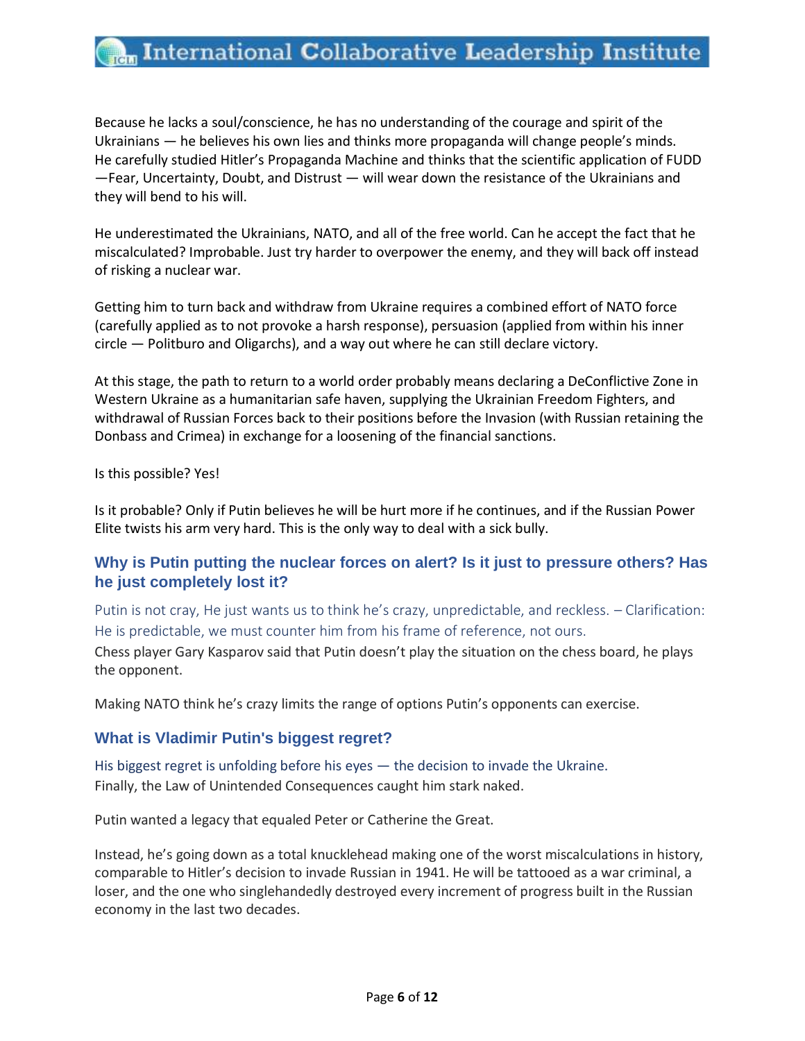Because he lacks a soul/conscience, he has no understanding of the courage and spirit of the Ukrainians — he believes his own lies and thinks more propaganda will change people's minds. He carefully studied Hitler's Propaganda Machine and thinks that the scientific application of FUDD —Fear, Uncertainty, Doubt, and Distrust — will wear down the resistance of the Ukrainians and they will bend to his will.

He underestimated the Ukrainians, NATO, and all of the free world. Can he accept the fact that he miscalculated? Improbable. Just try harder to overpower the enemy, and they will back off instead of risking a nuclear war.

Getting him to turn back and withdraw from Ukraine requires a combined effort of NATO force (carefully applied as to not provoke a harsh response), persuasion (applied from within his inner circle — Politburo and Oligarchs), and a way out where he can still declare victory.

At this stage, the path to return to a world order probably means declaring a DeConflictive Zone in Western Ukraine as a humanitarian safe haven, supplying the Ukrainian Freedom Fighters, and withdrawal of Russian Forces back to their positions before the Invasion (with Russian retaining the Donbass and Crimea) in exchange for a loosening of the financial sanctions.

Is this possible? Yes!

Is it probable? Only if Putin believes he will be hurt more if he continues, and if the Russian Power Elite twists his arm very hard. This is the only way to deal with a sick bully.

## Why is Putin putting the nuclear forces on alert? Is it just to pressure others? Has he just completely lost it?

Putin is not cray, He just wants us to think he's crazy, unpredictable, and reckless. – Clarification: He is predictable, we must counter him from his frame of reference, not ours.

Chess player Gary Kasparov said that Putin doesn't play the situation on the chess board, he plays the opponent.

Making NATO think he's crazy limits the range of options Putin's opponents can exercise.

## What is Vladimir Putin's biggest regret?

His biggest regret is unfolding before his eyes — the decision to invade the Ukraine.

Finally, the Law of Unintended Consequences caught him stark naked.

Putin wanted a legacy that equaled Peter or Catherine the Great.

Instead, he's going down as a total knucklehead making one of the worst miscalculations in history, comparable to Hitler's decision to invade Russian in 1941. He will be tattooed as a war criminal, a loser, and the one who singlehandedly destroyed every increment of progress built in the Russian economy in the last two decades.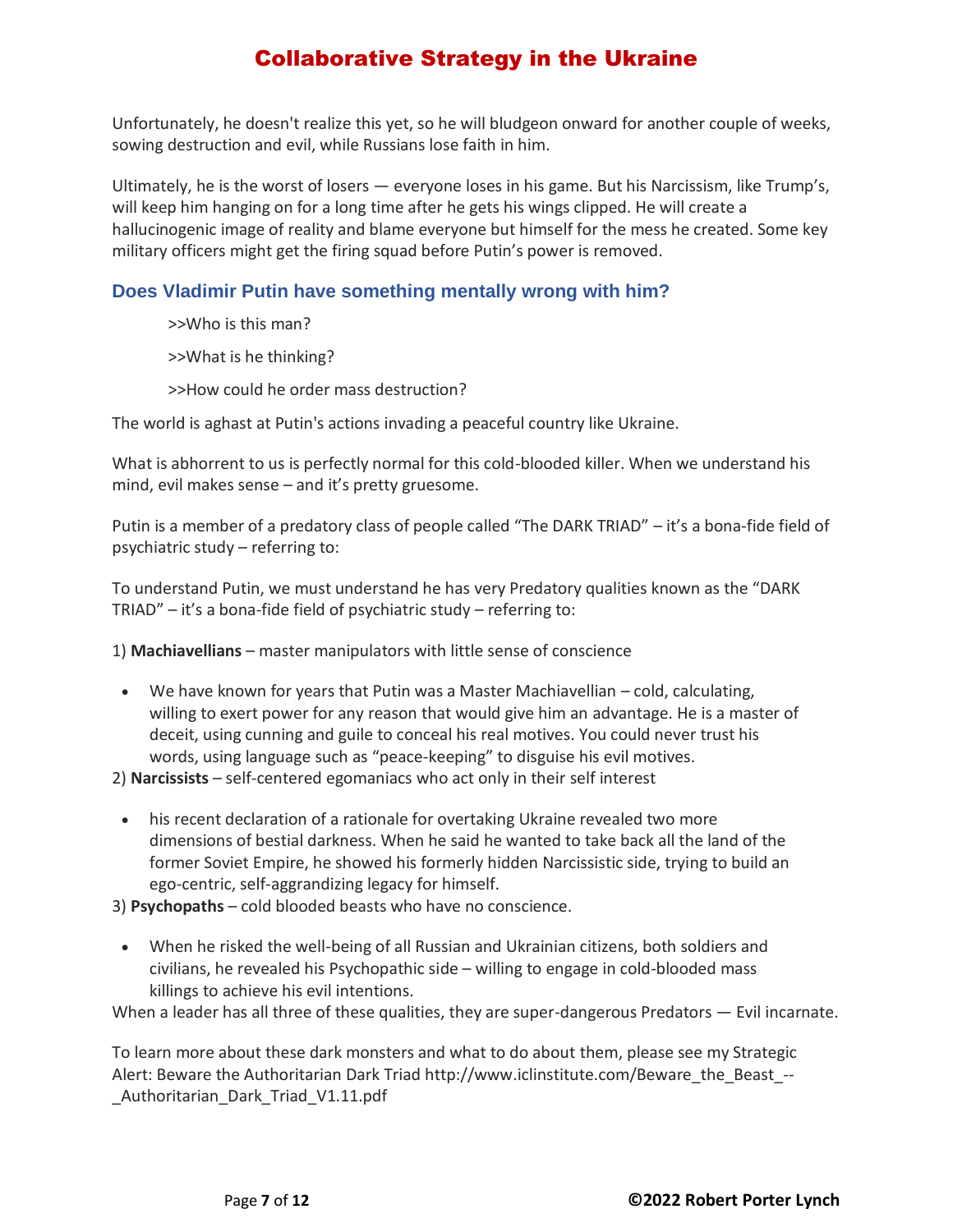Unfortunately, he doesn't realize this yet, so he will bludgeon onward for another couple of weeks, sowing destruction and evil, while Russians lose faith in him.

Ultimately, he is the worst of losers — everyone loses in his game. But his Narcissism, like Trump's, will keep him hanging on for a long time after he gets his wings clipped. He will create a hallucinogenic image of reality and blame everyone but himself for the mess he created. Some key military officers might get the firing squad before Putin's power is removed.

### Does Vladimir Putin have something mentally wrong with him?

>>Who is this man?

>>What is he thinking?

>>How could he order mass destruction?

The world is aghast at Putin's actions invading a peaceful country like Ukraine.

What is abhorrent to us is perfectly normal for this cold-blooded killer. When we understand his mind, evil makes sense – and it's pretty gruesome.

Putin is a member of a predatory class of people called "The DARK TRIAD" – it's a bona-fide field of psychiatric study – referring to:

To understand Putin, we must understand he has very Predatory qualities known as the "DARK TRIAD" – it's a bona-fide field of psychiatric study – referring to:

1) **Machiavellians** – master manipulators with little sense of conscience

- We have known for years that Putin was a Master Machiavellian – cold, calculating, willing to exert power for any reason that would give him an advantage. He is a master of deceit, using cunning and guile to conceal his real motives. You could never trust his words, using language such as "peace-keeping" to disguise his evil motives.

2) **Narcissists** – self-centered egomaniacs who act only in their self interest

- his recent declaration of a rationale for overtaking Ukraine revealed two more dimensions of bestial darkness. When he said he wanted to take back all the land of the former Soviet Empire, he showed his formerly hidden Narcissistic side, trying to build an ego-centric, self-aggrandizing legacy for himself.

3) **Psychopaths** – cold blooded beasts who have no conscience.

- When he risked the well-being of all Russian and Ukrainian citizens, both soldiers and civilians, he revealed his Psychopathic side – willing to engage in cold-blooded mass killings to achieve his evil intentions.

When a leader has all three of these qualities, they are super-dangerous Predators — Evil incarnate.

To learn more about these dark monsters and what to do about them, please see my Strategic Alert: Beware the Authoritarian Dark Triad http://www.iclinstitute.com/Beware_the_Beast_--_Authoritarian_Dark_Triad_V1.11.pdf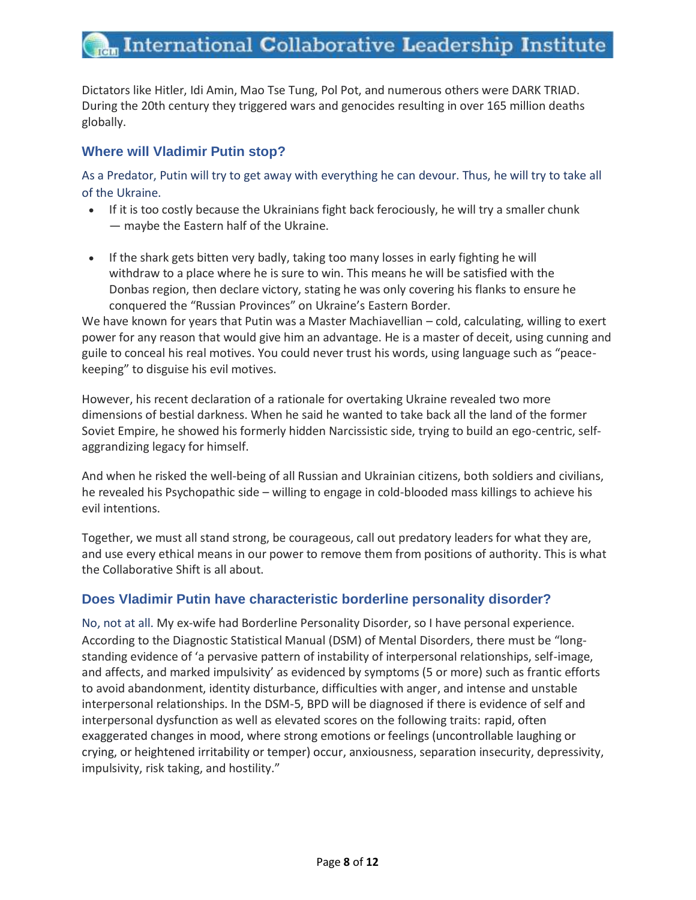Dictators like Hitler, Idi Amin, Mao Tse Tung, Pol Pot, and numerous others were DARK TRIAD. During the 20th century they triggered wars and genocides resulting in over 165 million deaths globally.

## Where will Vladimir Putin stop?

As a Predator, Putin will try to get away with everything he can devour. Thus, he will try to take all of the Ukraine.

- If it is too costly because the Ukrainians fight back ferociously, he will try a smaller chunk — maybe the Eastern half of the Ukraine.

- If the shark gets bitten very badly, taking too many losses in early fighting he will withdraw to a place where he is sure to win. This means he will be satisfied with the Donbas region, then declare victory, stating he was only covering his flanks to ensure he conquered the "Russian Provinces" on Ukraine's Eastern Border.

We have known for years that Putin was a Master Machiavellian – cold, calculating, willing to exert power for any reason that would give him an advantage. He is a master of deceit, using cunning and guile to conceal his real motives. You could never trust his words, using language such as "peace-keeping" to disguise his evil motives.

However, his recent declaration of a rationale for overtaking Ukraine revealed two more dimensions of bestial darkness. When he said he wanted to take back all the land of the former Soviet Empire, he showed his formerly hidden Narcissistic side, trying to build an ego-centric, self-aggrandizing legacy for himself.

And when he risked the well-being of all Russian and Ukrainian citizens, both soldiers and civilians, he revealed his Psychopathic side – willing to engage in cold-blooded mass killings to achieve his evil intentions.

Together, we must all stand strong, be courageous, call out predatory leaders for what they are, and use every ethical means in our power to remove them from positions of authority. This is what the Collaborative Shift is all about.

## Does Vladimir Putin have characteristic borderline personality disorder?

No, not at all. My ex-wife had Borderline Personality Disorder, so I have personal experience. According to the Diagnostic Statistical Manual (DSM) of Mental Disorders, there must be "long-standing evidence of 'a pervasive pattern of instability of interpersonal relationships, self-image, and affects, and marked impulsivity' as evidenced by symptoms (5 or more) such as frantic efforts to avoid abandonment, identity disturbance, difficulties with anger, and intense and unstable interpersonal relationships. In the DSM-5, BPD will be diagnosed if there is evidence of self and interpersonal dysfunction as well as elevated scores on the following traits: rapid, often exaggerated changes in mood, where strong emotions or feelings (uncontrollable laughing or crying, or heightened irritability or temper) occur, anxiousness, separation insecurity, depressivity, impulsivity, risk taking, and hostility."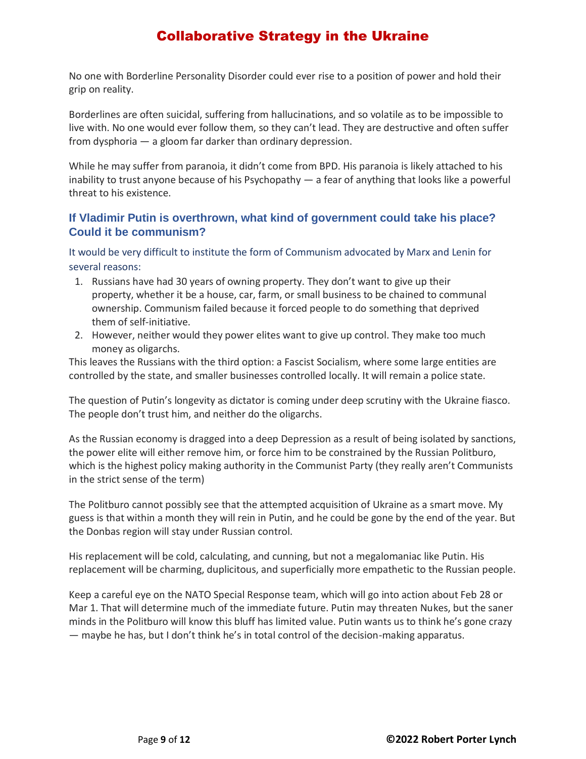No one with Borderline Personality Disorder could ever rise to a position of power and hold their grip on reality.

Borderlines are often suicidal, suffering from hallucinations, and so volatile as to be impossible to live with. No one would ever follow them, so they can't lead. They are destructive and often suffer from dysphoria — a gloom far darker than ordinary depression.

While he may suffer from paranoia, it didn't come from BPD. His paranoia is likely attached to his inability to trust anyone because of his Psychopathy — a fear of anything that looks like a powerful threat to his existence.

### If Vladimir Putin is overthrown, what kind of government could take his place? Could it be communism?

It would be very difficult to institute the form of Communism advocated by Marx and Lenin for several reasons:

1. Russians have had 30 years of owning property. They don't want to give up their property, whether it be a house, car, farm, or small business to be chained to communal ownership. Communism failed because it forced people to do something that deprived them of self-initiative.
2. However, neither would they power elites want to give up control. They make too much money as oligarchs.

This leaves the Russians with the third option: a Fascist Socialism, where some large entities are controlled by the state, and smaller businesses controlled locally. It will remain a police state.

The question of Putin's longevity as dictator is coming under deep scrutiny with the Ukraine fiasco. The people don't trust him, and neither do the oligarchs.

As the Russian economy is dragged into a deep Depression as a result of being isolated by sanctions, the power elite will either remove him, or force him to be constrained by the Russian Politburo, which is the highest policy making authority in the Communist Party (they really aren't Communists in the strict sense of the term)

The Politburo cannot possibly see that the attempted acquisition of Ukraine as a smart move. My guess is that within a month they will rein in Putin, and he could be gone by the end of the year. But the Donbas region will stay under Russian control.

His replacement will be cold, calculating, and cunning, but not a megalomaniac like Putin. His replacement will be charming, duplicitous, and superficially more empathetic to the Russian people.

Keep a careful eye on the NATO Special Response team, which will go into action about Feb 28 or Mar 1. That will determine much of the immediate future. Putin may threaten Nukes, but the saner minds in the Politburo will know this bluff has limited value. Putin wants us to think he's gone crazy — maybe he has, but I don't think he's in total control of the decision-making apparatus.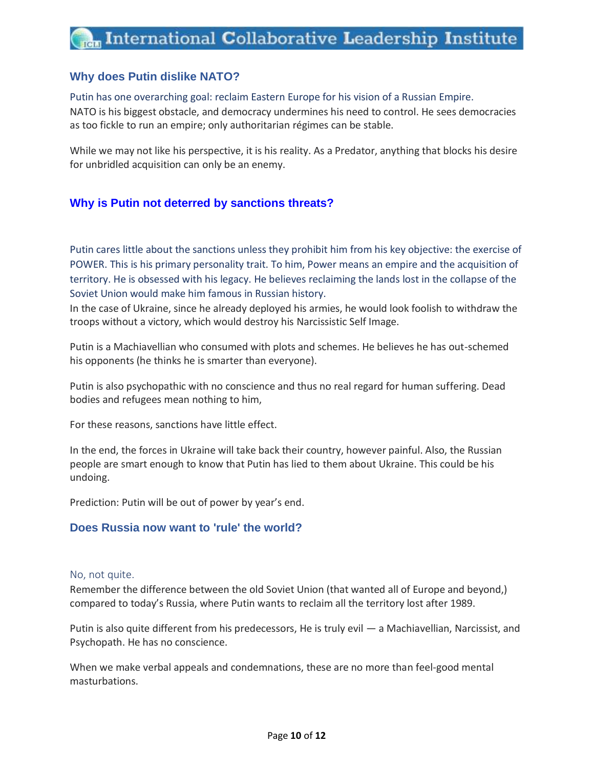## Why does Putin dislike NATO?

Putin has one overarching goal: reclaim Eastern Europe for his vision of a Russian Empire.
NATO is his biggest obstacle, and democracy undermines his need to control. He sees democracies as too fickle to run an empire; only authoritarian régimes can be stable.

While we may not like his perspective, it is his reality. As a Predator, anything that blocks his desire for unbridled acquisition can only be an enemy.

## Why is Putin not deterred by sanctions threats?

Putin cares little about the sanctions unless they prohibit him from his key objective: the exercise of POWER. This is his primary personality trait. To him, Power means an empire and the acquisition of territory. He is obsessed with his legacy. He believes reclaiming the lands lost in the collapse of the Soviet Union would make him famous in Russian history.
In the case of Ukraine, since he already deployed his armies, he would look foolish to withdraw the troops without a victory, which would destroy his Narcissistic Self Image.

Putin is a Machiavellian who consumed with plots and schemes. He believes he has out-schemed his opponents (he thinks he is smarter than everyone).

Putin is also psychopathic with no conscience and thus no real regard for human suffering. Dead bodies and refugees mean nothing to him,

For these reasons, sanctions have little effect.

In the end, the forces in Ukraine will take back their country, however painful. Also, the Russian people are smart enough to know that Putin has lied to them about Ukraine. This could be his undoing.

Prediction: Putin will be out of power by year's end.

## Does Russia now want to 'rule' the world?

No, not quite.
Remember the difference between the old Soviet Union (that wanted all of Europe and beyond,) compared to today's Russia, where Putin wants to reclaim all the territory lost after 1989.

Putin is also quite different from his predecessors, He is truly evil — a Machiavellian, Narcissist, and Psychopath. He has no conscience.

When we make verbal appeals and condemnations, these are no more than feel-good mental masturbations.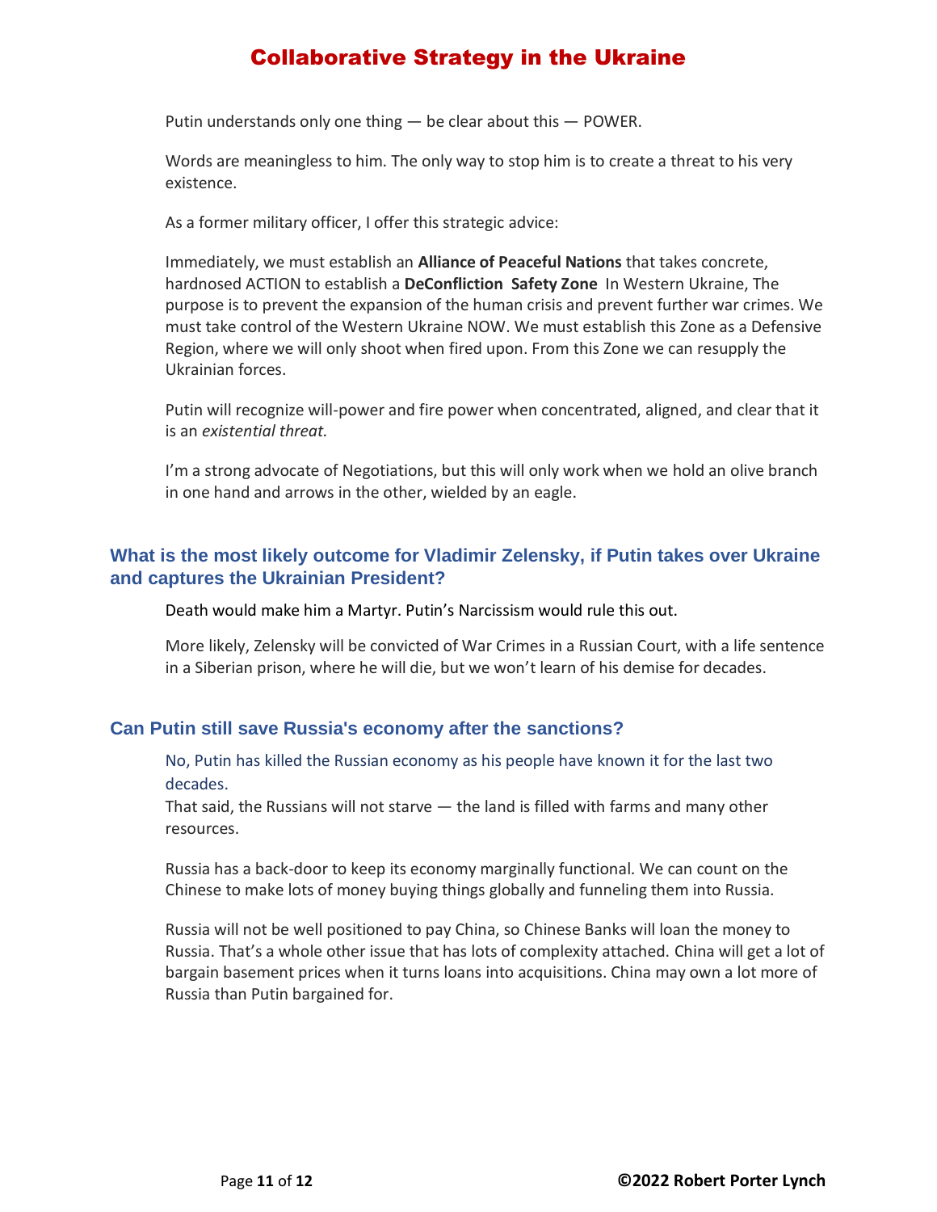Putin understands only one thing — be clear about this — POWER.

Words are meaningless to him. The only way to stop him is to create a threat to his very existence.

As a former military officer, I offer this strategic advice:

Immediately, we must establish an **Alliance of Peaceful Nations** that takes concrete, hardnosed ACTION to establish a **DeConfliction Safety Zone** In Western Ukraine, The purpose is to prevent the expansion of the human crisis and prevent further war crimes. We must take control of the Western Ukraine NOW. We must establish this Zone as a Defensive Region, where we will only shoot when fired upon. From this Zone we can resupply the Ukrainian forces.

Putin will recognize will-power and fire power when concentrated, aligned, and clear that it is an *existential threat.*

I'm a strong advocate of Negotiations, but this will only work when we hold an olive branch in one hand and arrows in the other, wielded by an eagle.

## What is the most likely outcome for Vladimir Zelensky, if Putin takes over Ukraine and captures the Ukrainian President?

Death would make him a Martyr. Putin's Narcissism would rule this out.

More likely, Zelensky will be convicted of War Crimes in a Russian Court, with a life sentence in a Siberian prison, where he will die, but we won't learn of his demise for decades.

## Can Putin still save Russia's economy after the sanctions?

No, Putin has killed the Russian economy as his people have known it for the last two decades.
That said, the Russians will not starve — the land is filled with farms and many other resources.

Russia has a back-door to keep its economy marginally functional. We can count on the Chinese to make lots of money buying things globally and funneling them into Russia.

Russia will not be well positioned to pay China, so Chinese Banks will loan the money to Russia. That's a whole other issue that has lots of complexity attached. China will get a lot of bargain basement prices when it turns loans into acquisitions. China may own a lot more of Russia than Putin bargained for.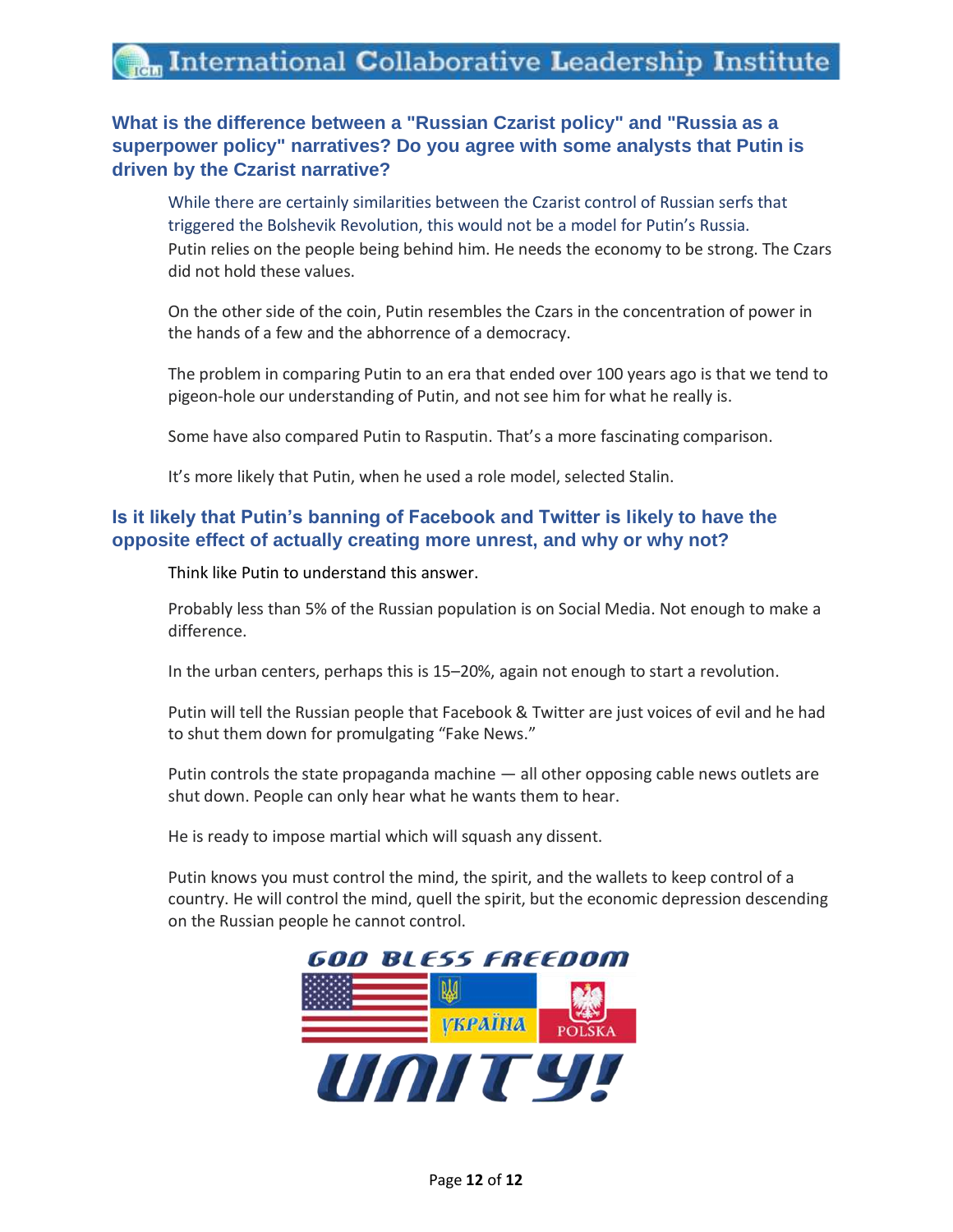## What is the difference between a "Russian Czarist policy" and "Russia as a superpower policy" narratives? Do you agree with some analysts that Putin is driven by the Czarist narrative?

While there are certainly similarities between the Czarist control of Russian serfs that triggered the Bolshevik Revolution, this would not be a model for Putin's Russia. Putin relies on the people being behind him. He needs the economy to be strong. The Czars did not hold these values.

On the other side of the coin, Putin resembles the Czars in the concentration of power in the hands of a few and the abhorrence of a democracy.

The problem in comparing Putin to an era that ended over 100 years ago is that we tend to pigeon-hole our understanding of Putin, and not see him for what he really is.

Some have also compared Putin to Rasputin. That's a more fascinating comparison.

It's more likely that Putin, when he used a role model, selected Stalin.

## Is it likely that Putin's banning of Facebook and Twitter is likely to have the opposite effect of actually creating more unrest, and why or why not?

Think like Putin to understand this answer.

Probably less than 5% of the Russian population is on Social Media. Not enough to make a difference.

In the urban centers, perhaps this is 15–20%, again not enough to start a revolution.

Putin will tell the Russian people that Facebook & Twitter are just voices of evil and he had to shut them down for promulgating "Fake News."

Putin controls the state propaganda machine — all other opposing cable news outlets are shut down. People can only hear what he wants them to hear.

He is ready to impose martial which will squash any dissent.

Putin knows you must control the mind, the spirit, and the wallets to keep control of a country. He will control the mind, quell the spirit, but the economic depression descending on the Russian people he cannot control.

GOD BLESS FREEDOM

УКРАЇНА POLSKA

UNITY!